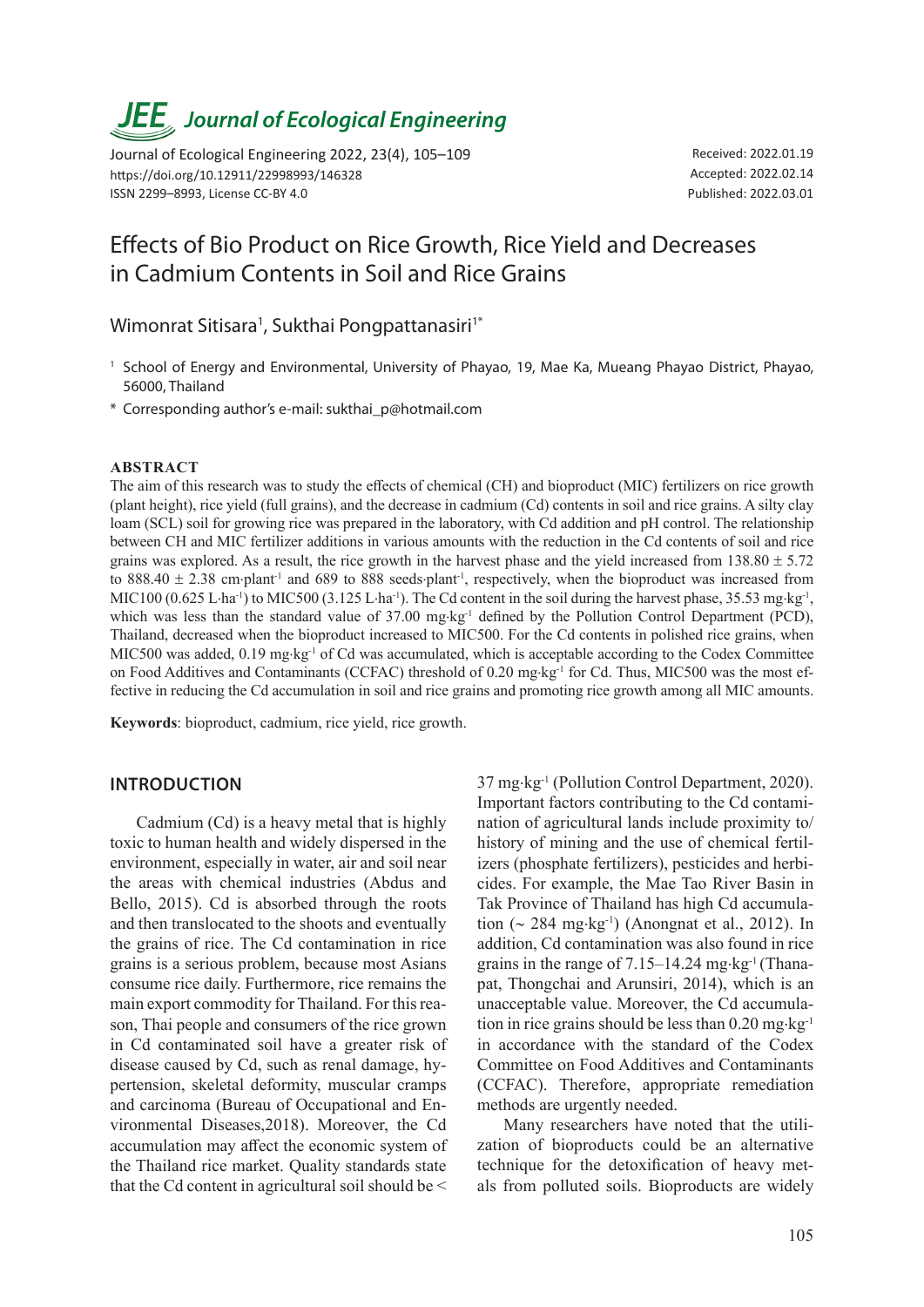# Effects of Bio Product on Rice Growth, Rice Yield and Decreases in Cadmium Contents in Soil and Rice Grains

Wimonrat Sitisara[1], Sukthai Pongpattanasiri[1*]

[1] School of Energy and Environmental, University of Phayao, 19, Mae Ka, Mueang Phayao District, Phayao, 56000, Thailand

\* Corresponding author's e-mail: sukthai_p@hotmail.com

Received: 2022.01.19
Accepted: 2022.02.14
Published: 2022.03.01

https://doi.org/10.12911/22998993/146328
ISSN 2299–8993, License CC-BY 4.0

## ABSTRACT

The aim of this research was to study the effects of chemical (CH) and bioproduct (MIC) fertilizers on rice growth (plant height), rice yield (full grains), and the decrease in cadmium (Cd) contents in soil and rice grains. A silty clay loam (SCL) soil for growing rice was prepared in the laboratory, with Cd addition and pH control. The relationship between CH and MIC fertilizer additions in various amounts with the reduction in the Cd contents of soil and rice grains was explored. As a result, the rice growth in the harvest phase and the yield increased from 138.80 ± 5.72 to 888.40 ± 2.38 cm·plant$^{-1}$ and 689 to 888 seeds·plant$^{-1}$, respectively, when the bioproduct was increased from MIC100 (0.625 L·ha$^{-1}$) to MIC500 (3.125 L·ha$^{-1}$). The Cd content in the soil during the harvest phase, 35.53 mg·kg$^{-1}$, which was less than the standard value of 37.00 mg·kg$^{-1}$ defined by the Pollution Control Department (PCD), Thailand, decreased when the bioproduct increased to MIC500. For the Cd contents in polished rice grains, when MIC500 was added, 0.19 mg·kg$^{-1}$ of Cd was accumulated, which is acceptable according to the Codex Committee on Food Additives and Contaminants (CCFAC) threshold of 0.20 mg·kg$^{-1}$ for Cd. Thus, MIC500 was the most effective in reducing the Cd accumulation in soil and rice grains and promoting rice growth among all MIC amounts.

**Keywords**: bioproduct, cadmium, rice yield, rice growth.

## INTRODUCTION

Cadmium (Cd) is a heavy metal that is highly toxic to human health and widely dispersed in the environment, especially in water, air and soil near the areas with chemical industries (Abdus and Bello, 2015). Cd is absorbed through the roots and then translocated to the shoots and eventually the grains of rice. The Cd contamination in rice grains is a serious problem, because most Asians consume rice daily. Furthermore, rice remains the main export commodity for Thailand. For this reason, Thai people and consumers of the rice grown in Cd contaminated soil have a greater risk of disease caused by Cd, such as renal damage, hypertension, skeletal deformity, muscular cramps and carcinoma (Bureau of Occupational and Environmental Diseases,2018). Moreover, the Cd accumulation may affect the economic system of the Thailand rice market. Quality standards state that the Cd content in agricultural soil should be < 37 mg·kg$^{-1}$ (Pollution Control Department, 2020). Important factors contributing to the Cd contamination of agricultural lands include proximity to/history of mining and the use of chemical fertilizers (phosphate fertilizers), pesticides and herbicides. For example, the Mae Tao River Basin in Tak Province of Thailand has high Cd accumulation (~ 284 mg·kg$^{-1}$) (Anongnat et al., 2012). In addition, Cd contamination was also found in rice grains in the range of 7.15–14.24 mg·kg$^{-1}$ (Thanapat, Thongchai and Arunsiri, 2014), which is an unacceptable value. Moreover, the Cd accumulation in rice grains should be less than 0.20 mg·kg$^{-1}$ in accordance with the standard of the Codex Committee on Food Additives and Contaminants (CCFAC). Therefore, appropriate remediation methods are urgently needed.

Many researchers have noted that the utilization of bioproducts could be an alternative technique for the detoxification of heavy metals from polluted soils. Bioproducts are widely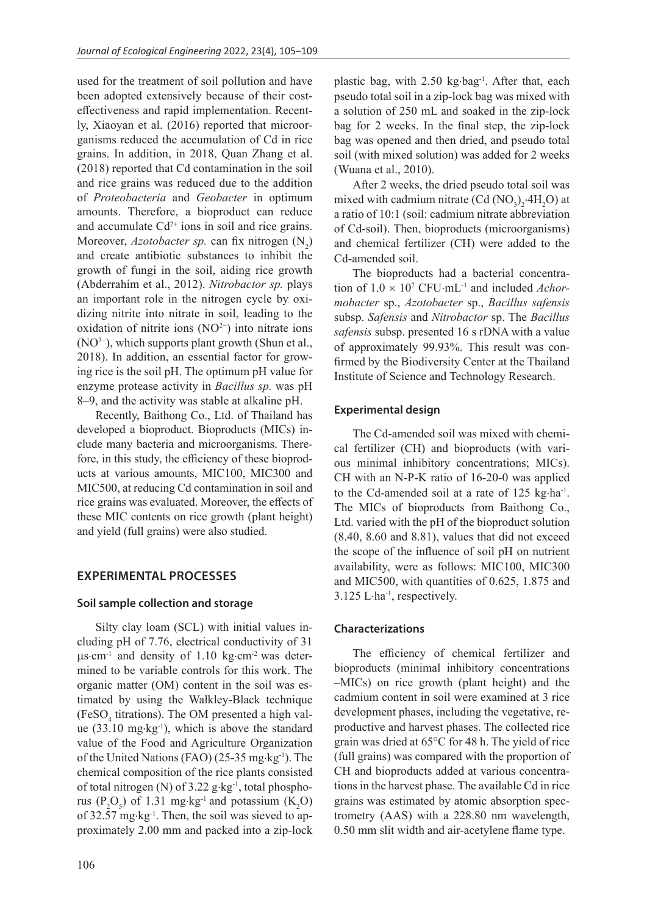used for the treatment of soil pollution and have been adopted extensively because of their cost-effectiveness and rapid implementation. Recently, Xiaoyan et al. (2016) reported that microorganisms reduced the accumulation of Cd in rice grains. In addition, in 2018, Quan Zhang et al. (2018) reported that Cd contamination in the soil and rice grains was reduced due to the addition of *Proteobacteria* and *Geobacter* in optimum amounts. Therefore, a bioproduct can reduce and accumulate $Cd^{2+}$ ions in soil and rice grains. Moreover, *Azotobacter sp.* can fix nitrogen ($N_2$) and create antibiotic substances to inhibit the growth of fungi in the soil, aiding rice growth (Abderrahim et al., 2012). *Nitrobactor sp.* plays an important role in the nitrogen cycle by oxidizing nitrite into nitrate in soil, leading to the oxidation of nitrite ions ($NO^{2-}$) into nitrate ions ($NO^{3-}$), which supports plant growth (Shun et al., 2018). In addition, an essential factor for growing rice is the soil pH. The optimum pH value for enzyme protease activity in *Bacillus sp.* was pH 8–9, and the activity was stable at alkaline pH.

Recently, Baithong Co., Ltd. of Thailand has developed a bioproduct. Bioproducts (MICs) include many bacteria and microorganisms. Therefore, in this study, the efficiency of these bioproducts at various amounts, MIC100, MIC300 and MIC500, at reducing Cd contamination in soil and rice grains was evaluated. Moreover, the effects of these MIC contents on rice growth (plant height) and yield (full grains) were also studied.

## EXPERIMENTAL PROCESSES

### Soil sample collection and storage

Silty clay loam (SCL) with initial values including pH of 7.76, electrical conductivity of 31 $\mu s \cdot cm^{-1}$ and density of 1.10 $kg \cdot cm^{-2}$ was determined to be variable controls for this work. The organic matter (OM) content in the soil was estimated by using the Walkley-Black technique ($FeSO_4$ titrations). The OM presented a high value (33.10 $mg \cdot kg^{-1}$), which is above the standard value of the Food and Agriculture Organization of the United Nations (FAO) (25-35 $mg \cdot kg^{-1}$). The chemical composition of the rice plants consisted of total nitrogen (N) of 3.22 $g \cdot kg^{-1}$, total phosphorus ($P_2O_5$) of 1.31 $mg \cdot kg^{-1}$ and potassium ($K_2O$) of 32.57 $mg \cdot kg^{-1}$. Then, the soil was sieved to approximately 2.00 mm and packed into a zip-lock plastic bag, with 2.50 $kg \cdot bag^{-1}$. After that, each pseudo total soil in a zip-lock bag was mixed with a solution of 250 mL and soaked in the zip-lock bag for 2 weeks. In the final step, the zip-lock bag was opened and then dried, and pseudo total soil (with mixed solution) was added for 2 weeks (Wuana et al., 2010).

After 2 weeks, the dried pseudo total soil was mixed with cadmium nitrate ($Cd(NO_3)_2 \cdot 4H_2O$) at a ratio of 10:1 (soil: cadmium nitrate abbreviation of Cd-soil). Then, bioproducts (microorganisms) and chemical fertilizer (CH) were added to the Cd-amended soil.

The bioproducts had a bacterial concentration of $1.0 \times 10^7$ $CFU \cdot mL^{-1}$ and included *Achormobacter* sp., *Azotobacter* sp., *Bacillus safensis* subsp. *Safensis* and *Nitrobactor* sp. The *Bacillus safensis* subsp. presented 16 s rDNA with a value of approximately 99.93%. This result was confirmed by the Biodiversity Center at the Thailand Institute of Science and Technology Research.

### Experimental design

The Cd-amended soil was mixed with chemical fertilizer (CH) and bioproducts (with various minimal inhibitory concentrations; MICs). CH with an N-P-K ratio of 16-20-0 was applied to the Cd-amended soil at a rate of 125 $kg \cdot ha^{-1}$. The MICs of bioproducts from Baithong Co., Ltd. varied with the pH of the bioproduct solution (8.40, 8.60 and 8.81), values that did not exceed the scope of the influence of soil pH on nutrient availability, were as follows: MIC100, MIC300 and MIC500, with quantities of 0.625, 1.875 and 3.125 $L \cdot ha^{-1}$, respectively.

### Characterizations

The efficiency of chemical fertilizer and bioproducts (minimal inhibitory concentrations –MICs) on rice growth (plant height) and the cadmium content in soil were examined at 3 rice development phases, including the vegetative, reproductive and harvest phases. The collected rice grain was dried at 65°C for 48 h. The yield of rice (full grains) was compared with the proportion of CH and bioproducts added at various concentrations in the harvest phase. The available Cd in rice grains was estimated by atomic absorption spectrometry (AAS) with a 228.80 nm wavelength, 0.50 mm slit width and air-acetylene flame type.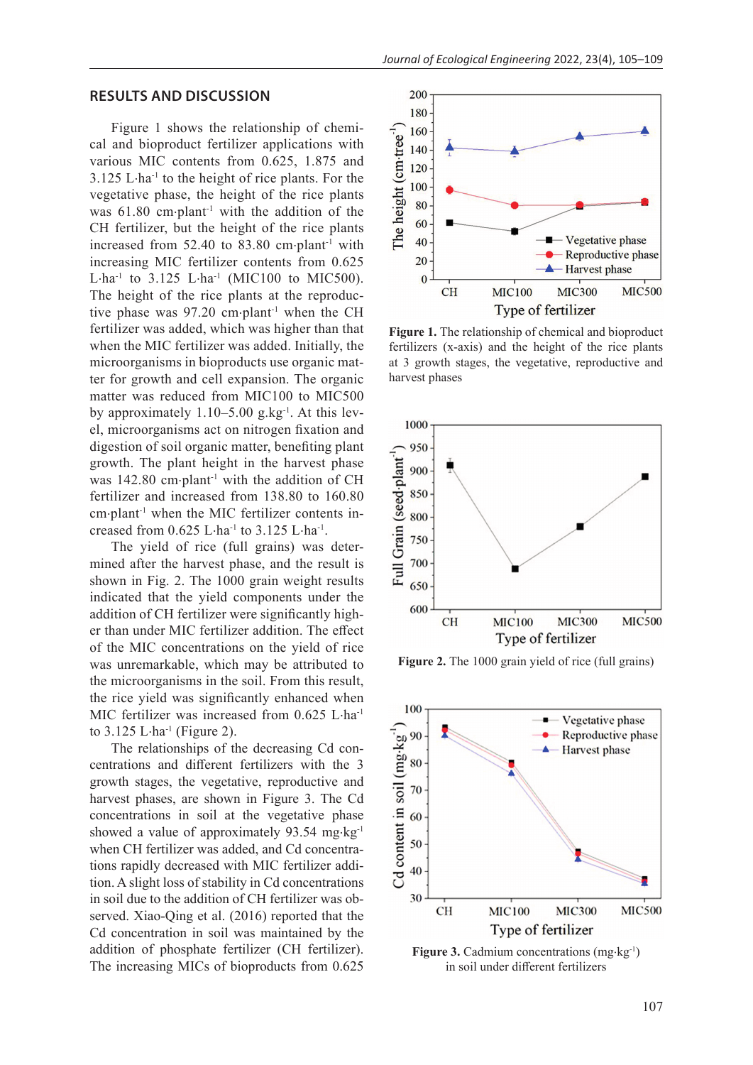## RESULTS AND DISCUSSION

Figure 1 shows the relationship of chemical and bioproduct fertilizer applications with various MIC contents from 0.625, 1.875 and 3.125 L·ha$^{-1}$ to the height of rice plants. For the vegetative phase, the height of the rice plants was 61.80 cm·plant$^{-1}$ with the addition of the CH fertilizer, but the height of the rice plants increased from 52.40 to 83.80 cm·plant$^{-1}$ with increasing MIC fertilizer contents from 0.625 L·ha$^{-1}$ to 3.125 L·ha$^{-1}$ (MIC100 to MIC500). The height of the rice plants at the reproductive phase was 97.20 cm·plant$^{-1}$ when the CH fertilizer was added, which was higher than that when the MIC fertilizer was added. Initially, the microorganisms in bioproducts use organic matter for growth and cell expansion. The organic matter was reduced from MIC100 to MIC500 by approximately 1.10–5.00 g.kg$^{-1}$. At this level, microorganisms act on nitrogen fixation and digestion of soil organic matter, benefiting plant growth. The plant height in the harvest phase was 142.80 cm·plant$^{-1}$ with the addition of CH fertilizer and increased from 138.80 to 160.80 cm·plant$^{-1}$ when the MIC fertilizer contents increased from 0.625 L·ha$^{-1}$ to 3.125 L·ha$^{-1}$.

The yield of rice (full grains) was determined after the harvest phase, and the result is shown in Fig. 2. The 1000 grain weight results indicated that the yield components under the addition of CH fertilizer were significantly higher than under MIC fertilizer addition. The effect of the MIC concentrations on the yield of rice was unremarkable, which may be attributed to the microorganisms in the soil. From this result, the rice yield was significantly enhanced when MIC fertilizer was increased from 0.625 L·ha$^{-1}$ to 3.125 L·ha$^{-1}$ (Figure 2).

The relationships of the decreasing Cd concentrations and different fertilizers with the 3 growth stages, the vegetative, reproductive and harvest phases, are shown in Figure 3. The Cd concentrations in soil at the vegetative phase showed a value of approximately 93.54 mg·kg$^{-1}$ when CH fertilizer was added, and Cd concentrations rapidly decreased with MIC fertilizer addition. A slight loss of stability in Cd concentrations in soil due to the addition of CH fertilizer was observed. Xiao-Qing et al. (2016) reported that the Cd concentration in soil was maintained by the addition of phosphate fertilizer (CH fertilizer). The increasing MICs of bioproducts from 0.625

**Figure 1.** The relationship of chemical and bioproduct fertilizers (x-axis) and the height of the rice plants at 3 growth stages, the vegetative, reproductive and harvest phases

**Figure 2.** The 1000 grain yield of rice (full grains)

**Figure 3.** Cadmium concentrations (mg·kg$^{-1}$) in soil under different fertilizers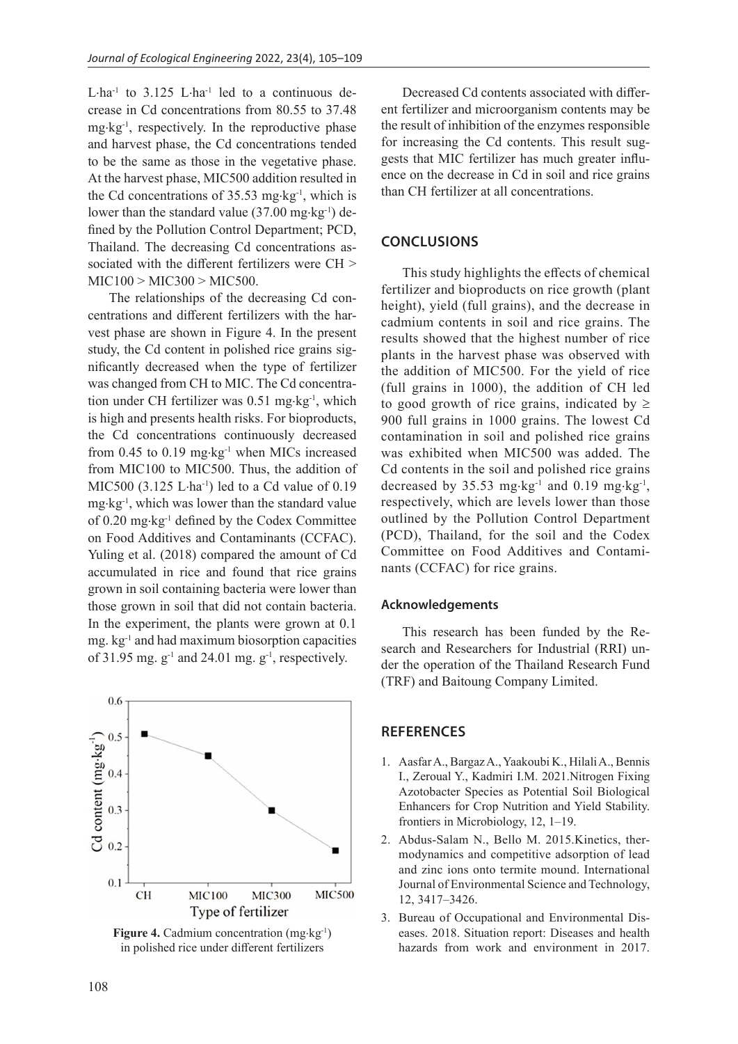$L \cdot ha^{-1}$ to 3.125 $L \cdot ha^{-1}$ led to a continuous decrease in Cd concentrations from 80.55 to 37.48 $mg \cdot kg^{-1}$, respectively. In the reproductive phase and harvest phase, the Cd concentrations tended to be the same as those in the vegetative phase. At the harvest phase, MIC500 addition resulted in the Cd concentrations of 35.53 $mg \cdot kg^{-1}$, which is lower than the standard value (37.00 $mg \cdot kg^{-1}$) defined by the Pollution Control Department; PCD, Thailand. The decreasing Cd concentrations associated with the different fertilizers were CH > MIC100 > MIC300 > MIC500.

The relationships of the decreasing Cd concentrations and different fertilizers with the harvest phase are shown in Figure 4. In the present study, the Cd content in polished rice grains significantly decreased when the type of fertilizer was changed from CH to MIC. The Cd concentration under CH fertilizer was 0.51 $mg \cdot kg^{-1}$, which is high and presents health risks. For bioproducts, the Cd concentrations continuously decreased from 0.45 to 0.19 $mg \cdot kg^{-1}$ when MICs increased from MIC100 to MIC500. Thus, the addition of MIC500 (3.125 $L \cdot ha^{-1}$) led to a Cd value of 0.19 $mg \cdot kg^{-1}$, which was lower than the standard value of 0.20 $mg \cdot kg^{-1}$ defined by the Codex Committee on Food Additives and Contaminants (CCFAC). Yuling et al. (2018) compared the amount of Cd accumulated in rice and found that rice grains grown in soil containing bacteria were lower than those grown in soil that did not contain bacteria. In the experiment, the plants were grown at 0.1 mg. $kg^{-1}$ and had maximum biosorption capacities of 31.95 mg. $g^{-1}$ and 24.01 mg. $g^{-1}$, respectively.

**Figure 4.** Cadmium concentration ($mg \cdot kg^{-1}$) in polished rice under different fertilizers

Decreased Cd contents associated with different fertilizer and microorganism contents may be the result of inhibition of the enzymes responsible for increasing the Cd contents. This result suggests that MIC fertilizer has much greater influence on the decrease in Cd in soil and rice grains than CH fertilizer at all concentrations.

## CONCLUSIONS

This study highlights the effects of chemical fertilizer and bioproducts on rice growth (plant height), yield (full grains), and the decrease in cadmium contents in soil and rice grains. The results showed that the highest number of rice plants in the harvest phase was observed with the addition of MIC500. For the yield of rice (full grains in 1000), the addition of CH led to good growth of rice grains, indicated by $\geq$ 900 full grains in 1000 grains. The lowest Cd contamination in soil and polished rice grains was exhibited when MIC500 was added. The Cd contents in the soil and polished rice grains decreased by 35.53 $mg \cdot kg^{-1}$ and 0.19 $mg \cdot kg^{-1}$, respectively, which are levels lower than those outlined by the Pollution Control Department (PCD), Thailand, for the soil and the Codex Committee on Food Additives and Contaminants (CCFAC) for rice grains.

### Acknowledgements

This research has been funded by the Research and Researchers for Industrial (RRI) under the operation of the Thailand Research Fund (TRF) and Baitoung Company Limited.

## REFERENCES

1. Aasfar A., Bargaz A., Yaakoubi K., Hilali A., Bennis I., Zeroual Y., Kadmiri I.M. 2021.Nitrogen Fixing Azotobacter Species as Potential Soil Biological Enhancers for Crop Nutrition and Yield Stability. frontiers in Microbiology, 12, 1–19.
2. Abdus-Salam N., Bello M. 2015.Kinetics, thermodynamics and competitive adsorption of lead and zinc ions onto termite mound. International Journal of Environmental Science and Technology, 12, 3417–3426.
3. Bureau of Occupational and Environmental Diseases. 2018. Situation report: Diseases and health hazards from work and environment in 2017.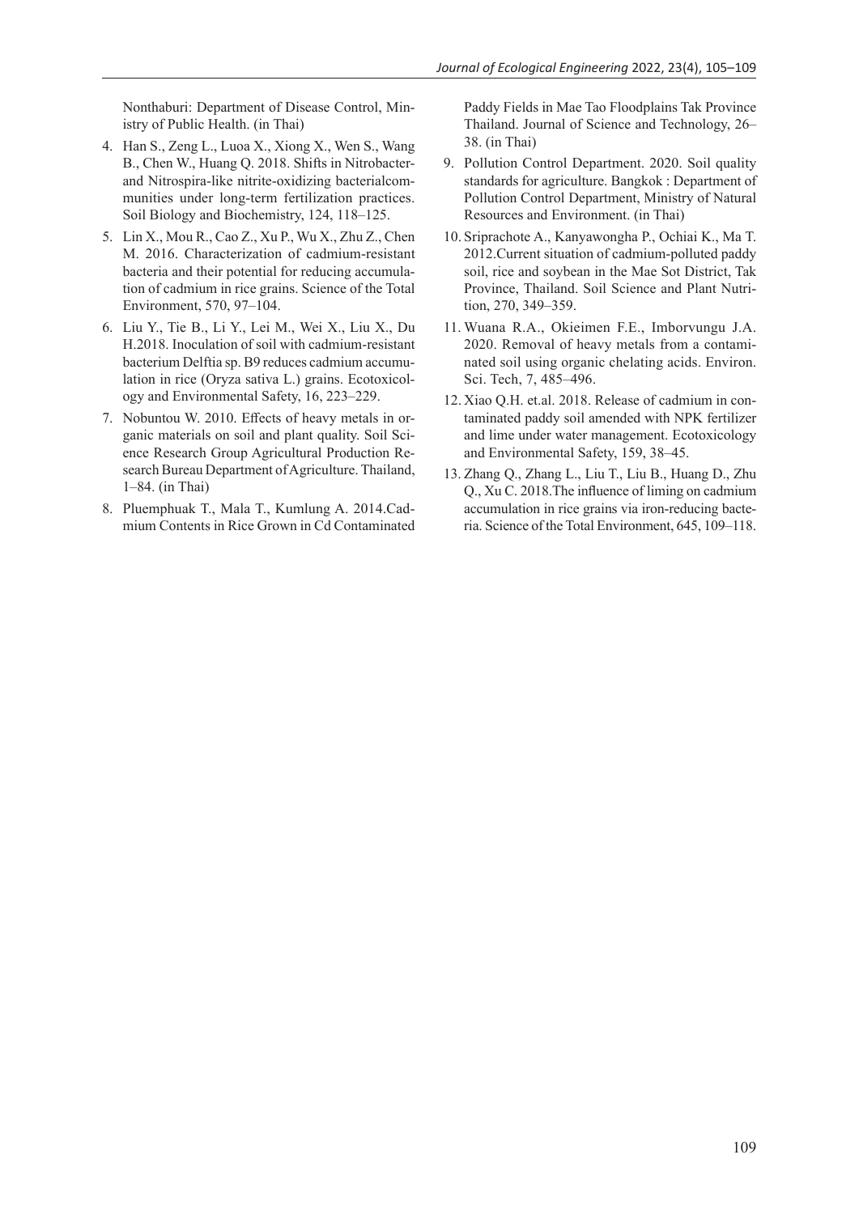Nonthaburi: Department of Disease Control, Ministry of Public Health. (in Thai)

4. Han S., Zeng L., Luoa X., Xiong X., Wen S., Wang B., Chen W., Huang Q. 2018. Shifts in Nitrobacter-and Nitrospira-like nitrite-oxidizing bacterialcommunities under long-term fertilization practices. Soil Biology and Biochemistry, 124, 118–125.
5. Lin X., Mou R., Cao Z., Xu P., Wu X., Zhu Z., Chen M. 2016. Characterization of cadmium-resistant bacteria and their potential for reducing accumulation of cadmium in rice grains. Science of the Total Environment, 570, 97–104.
6. Liu Y., Tie B., Li Y., Lei M., Wei X., Liu X., Du H.2018. Inoculation of soil with cadmium-resistant bacterium Delftia sp. B9 reduces cadmium accumulation in rice (Oryza sativa L.) grains. Ecotoxicology and Environmental Safety, 16, 223–229.
7. Nobuntou W. 2010. Effects of heavy metals in organic materials on soil and plant quality. Soil Science Research Group Agricultural Production Research Bureau Department of Agriculture. Thailand, 1–84. (in Thai)
8. Pluemphuak T., Mala T., Kumlung A. 2014.Cadmium Contents in Rice Grown in Cd Contaminated Paddy Fields in Mae Tao Floodplains Tak Province Thailand. Journal of Science and Technology, 26–38. (in Thai)
9. Pollution Control Department. 2020. Soil quality standards for agriculture. Bangkok : Department of Pollution Control Department, Ministry of Natural Resources and Environment. (in Thai)
10. Sriprachote A., Kanyawongha P., Ochiai K., Ma T. 2012.Current situation of cadmium-polluted paddy soil, rice and soybean in the Mae Sot District, Tak Province, Thailand. Soil Science and Plant Nutrition, 270, 349–359.
11. Wuana R.A., Okieimen F.E., Imborvungu J.A. 2020. Removal of heavy metals from a contaminated soil using organic chelating acids. Environ. Sci. Tech, 7, 485–496.
12. Xiao Q.H. et.al. 2018. Release of cadmium in contaminated paddy soil amended with NPK fertilizer and lime under water management. Ecotoxicology and Environmental Safety, 159, 38–45.
13. Zhang Q., Zhang L., Liu T., Liu B., Huang D., Zhu Q., Xu C. 2018.The influence of liming on cadmium accumulation in rice grains via iron-reducing bacteria. Science of the Total Environment, 645, 109–118.